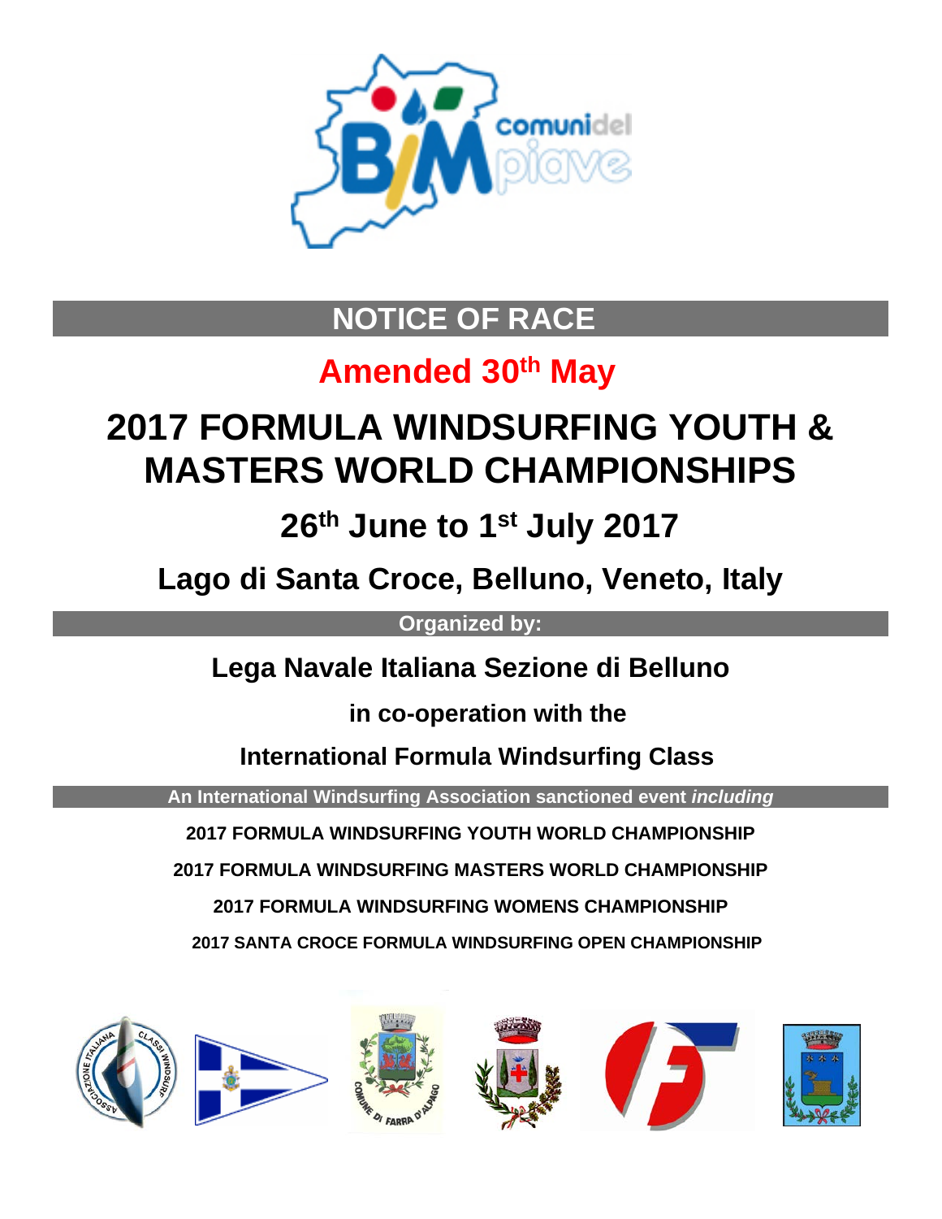# NOTICE OF RACE

## Amended 30th May

# 2017 FORMULA WINDSURFING YOUTH & MASTERS WORLD CHAMPIONSHIPS

## 26th June to 1st July 2017

## Lago di Santa Croce, Belluno, Veneto, Italy

**Organized by:**

**Lega Navale Italiana Sezione di Belluno**

**in co-operation with the**

**International Formula Windsurfing Class**

**An International Windsurfing Association sanctioned event *including***

**2017 FORMULA WINDSURFING YOUTH WORLD CHAMPIONSHIP**

**2017 FORMULA WINDSURFING MASTERS WORLD CHAMPIONSHIP**

**2017 FORMULA WINDSURFING WOMENS CHAMPIONSHIP**

**2017 SANTA CROCE FORMULA WINDSURFING OPEN CHAMPIONSHIP**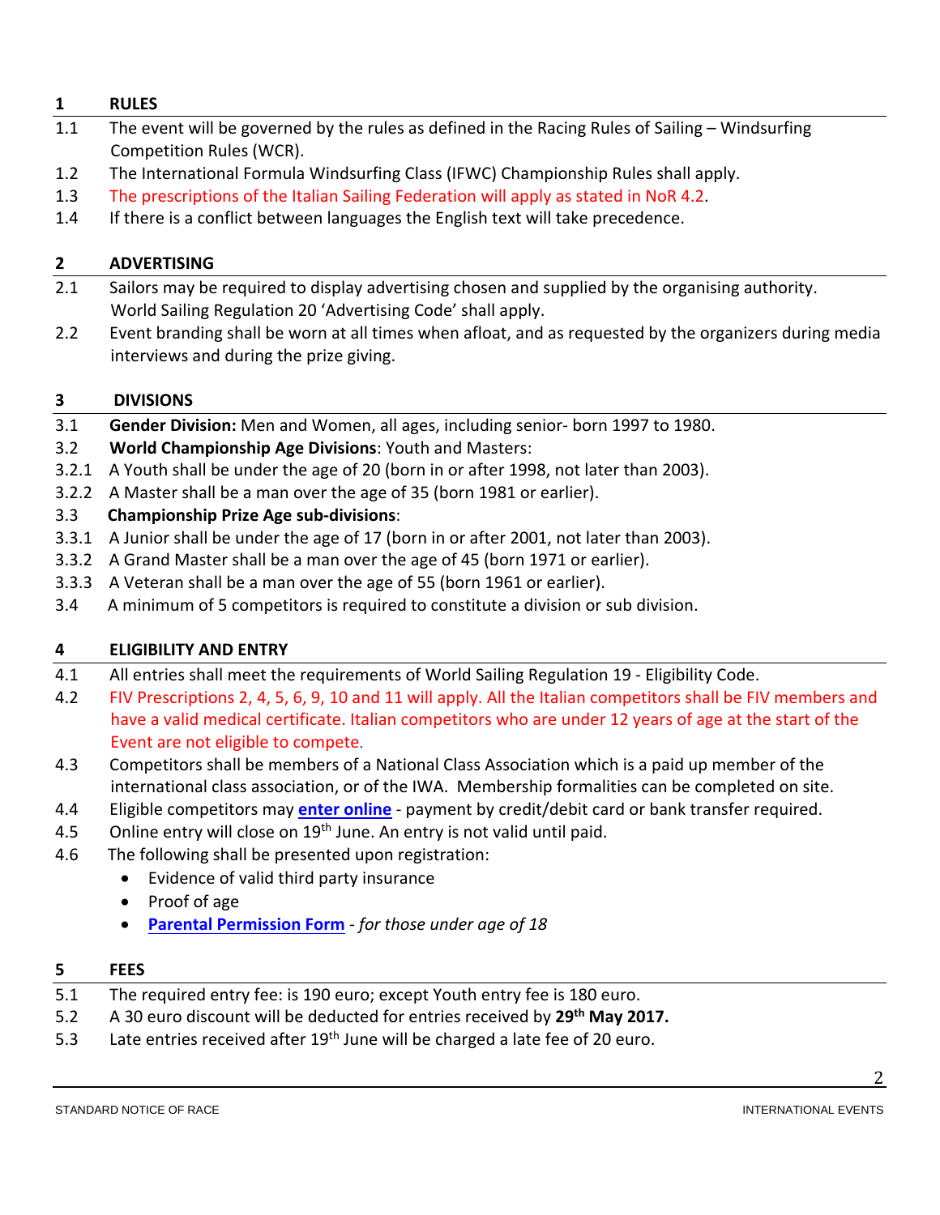## 1 RULES

1.1 The event will be governed by the rules as defined in the Racing Rules of Sailing – Windsurfing Competition Rules (WCR).

1.2 The International Formula Windsurfing Class (IFWC) Championship Rules shall apply.

1.3 The prescriptions of the Italian Sailing Federation will apply as stated in NoR 4.2.

1.4 If there is a conflict between languages the English text will take precedence.

## 2 ADVERTISING

2.1 Sailors may be required to display advertising chosen and supplied by the organising authority. World Sailing Regulation 20 'Advertising Code' shall apply.

2.2 Event branding shall be worn at all times when afloat, and as requested by the organizers during media interviews and during the prize giving.

## 3 DIVISIONS

3.1 **Gender Division:** Men and Women, all ages, including senior- born 1997 to 1980.

3.2 **World Championship Age Divisions**: Youth and Masters:

3.2.1 A Youth shall be under the age of 20 (born in or after 1998, not later than 2003).

3.2.2 A Master shall be a man over the age of 35 (born 1981 or earlier).

3.3 **Championship Prize Age sub-divisions**:

3.3.1 A Junior shall be under the age of 17 (born in or after 2001, not later than 2003).

3.3.2 A Grand Master shall be a man over the age of 45 (born 1971 or earlier).

3.3.3 A Veteran shall be a man over the age of 55 (born 1961 or earlier).

3.4 A minimum of 5 competitors is required to constitute a division or sub division.

## 4 ELIGIBILITY AND ENTRY

4.1 All entries shall meet the requirements of World Sailing Regulation 19 - Eligibility Code.

4.2 FIV Prescriptions 2, 4, 5, 6, 9, 10 and 11 will apply. All the Italian competitors shall be FIV members and have a valid medical certificate. Italian competitors who are under 12 years of age at the start of the Event are not eligible to compete.

4.3 Competitors shall be members of a National Class Association which is a paid up member of the international class association, or of the IWA. Membership formalities can be completed on site.

4.4 Eligible competitors may **enter online** - payment by credit/debit card or bank transfer required.

4.5 Online entry will close on 19th June. An entry is not valid until paid.

4.6 The following shall be presented upon registration:

- Evidence of valid third party insurance
- Proof of age
- **Parental Permission Form** - *for those under age of 18*

## 5 FEES

5.1 The required entry fee: is 190 euro; except Youth entry fee is 180 euro.

5.2 A 30 euro discount will be deducted for entries received by **29th May 2017.**

5.3 Late entries received after 19th June will be charged a late fee of 20 euro.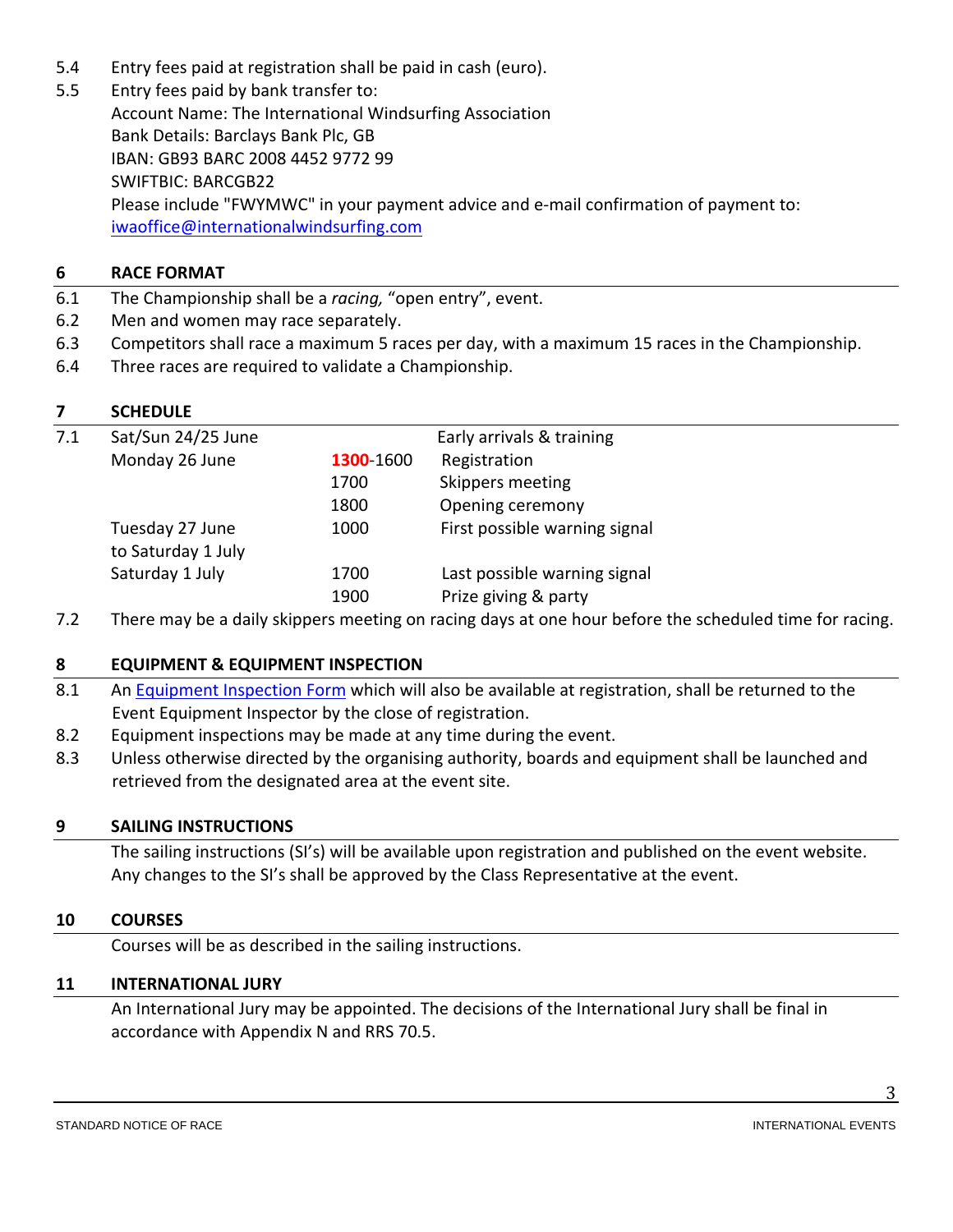5.4 Entry fees paid at registration shall be paid in cash (euro).

5.5 Entry fees paid by bank transfer to:
Account Name: The International Windsurfing Association
Bank Details: Barclays Bank Plc, GB
IBAN: GB93 BARC 2008 4452 9772 99
SWIFTBIC: BARCGB22
Please include "FWYMWC" in your payment advice and e-mail confirmation of payment to:
iwaoffice@internationalwindsurfing.com

## 6 RACE FORMAT

6.1 The Championship shall be a *racing,* "open entry", event.

6.2 Men and women may race separately.

6.3 Competitors shall race a maximum 5 races per day, with a maximum 15 races in the Championship.

6.4 Three races are required to validate a Championship.

## 7 SCHEDULE

7.1

| Date | Time | Event |
|---|---|---|
| Sat/Sun 24/25 June | | Early arrivals & training |
| Monday 26 June | 1300-1600 | Registration |
| | 1700 | Skippers meeting |
| | 1800 | Opening ceremony |
| Tuesday 27 June to Saturday 1 July | 1000 | First possible warning signal |
| Saturday 1 July | 1700 | Last possible warning signal |
| | 1900 | Prize giving & party |

7.2 There may be a daily skippers meeting on racing days at one hour before the scheduled time for racing.

## 8 EQUIPMENT & EQUIPMENT INSPECTION

8.1 An Equipment Inspection Form which will also be available at registration, shall be returned to the Event Equipment Inspector by the close of registration.

8.2 Equipment inspections may be made at any time during the event.

8.3 Unless otherwise directed by the organising authority, boards and equipment shall be launched and retrieved from the designated area at the event site.

## 9 SAILING INSTRUCTIONS

The sailing instructions (SI's) will be available upon registration and published on the event website. Any changes to the SI's shall be approved by the Class Representative at the event.

## 10 COURSES

Courses will be as described in the sailing instructions.

## 11 INTERNATIONAL JURY

An International Jury may be appointed. The decisions of the International Jury shall be final in accordance with Appendix N and RRS 70.5.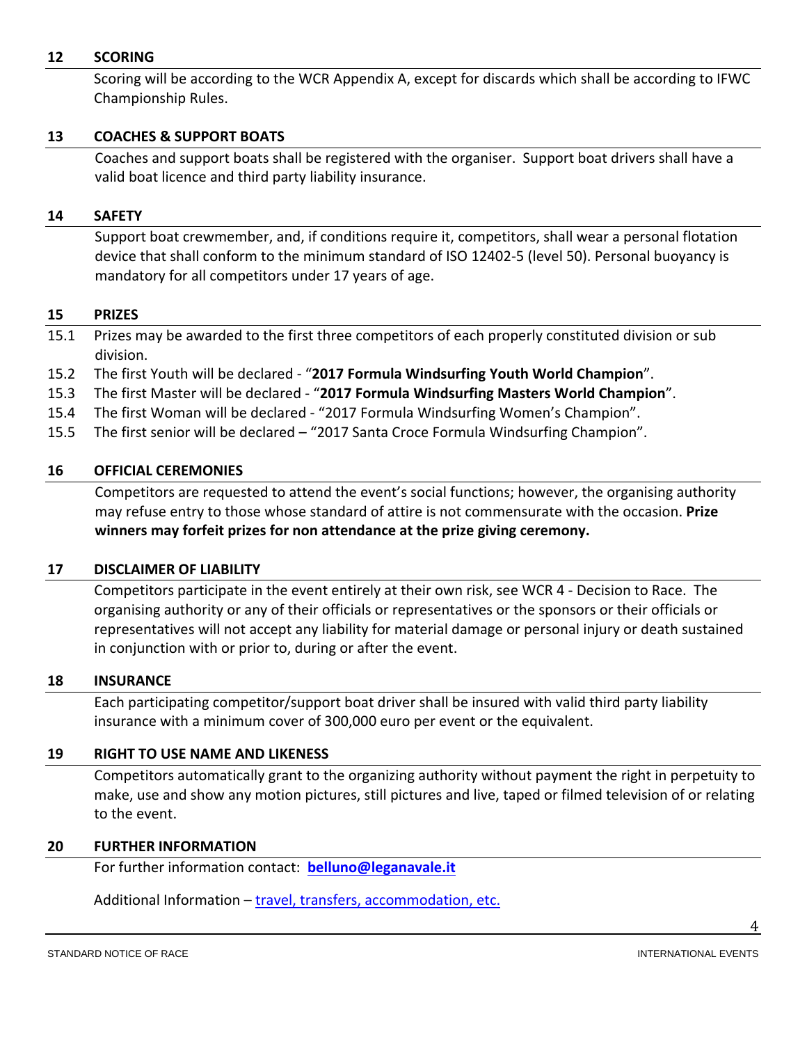## 12 SCORING

Scoring will be according to the WCR Appendix A, except for discards which shall be according to IFWC Championship Rules.

## 13 COACHES & SUPPORT BOATS

Coaches and support boats shall be registered with the organiser. Support boat drivers shall have a valid boat licence and third party liability insurance.

## 14 SAFETY

Support boat crewmember, and, if conditions require it, competitors, shall wear a personal flotation device that shall conform to the minimum standard of ISO 12402-5 (level 50). Personal buoyancy is mandatory for all competitors under 17 years of age.

## 15 PRIZES

15.1 Prizes may be awarded to the first three competitors of each properly constituted division or sub division.

15.2 The first Youth will be declared - "**2017 Formula Windsurfing Youth World Champion**".

15.3 The first Master will be declared - "**2017 Formula Windsurfing Masters World Champion**".

15.4 The first Woman will be declared - "2017 Formula Windsurfing Women's Champion".

15.5 The first senior will be declared – "2017 Santa Croce Formula Windsurfing Champion".

## 16 OFFICIAL CEREMONIES

Competitors are requested to attend the event's social functions; however, the organising authority may refuse entry to those whose standard of attire is not commensurate with the occasion. **Prize winners may forfeit prizes for non attendance at the prize giving ceremony.**

## 17 DISCLAIMER OF LIABILITY

Competitors participate in the event entirely at their own risk, see WCR 4 - Decision to Race. The organising authority or any of their officials or representatives or the sponsors or their officials or representatives will not accept any liability for material damage or personal injury or death sustained in conjunction with or prior to, during or after the event.

## 18 INSURANCE

Each participating competitor/support boat driver shall be insured with valid third party liability insurance with a minimum cover of 300,000 euro per event or the equivalent.

## 19 RIGHT TO USE NAME AND LIKENESS

Competitors automatically grant to the organizing authority without payment the right in perpetuity to make, use and show any motion pictures, still pictures and live, taped or filmed television of or relating to the event.

## 20 FURTHER INFORMATION

For further information contact: **belluno@leganavale.it**

Additional Information – travel, transfers, accommodation, etc.